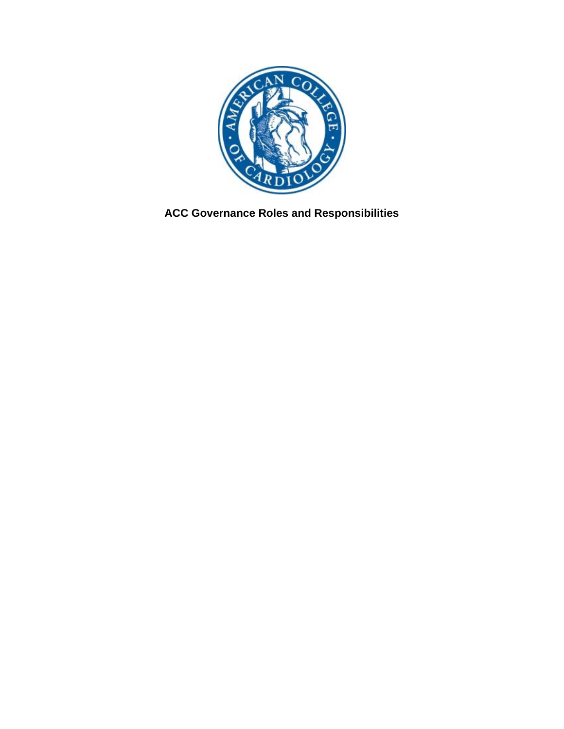# ACC Governance Roles and Responsibilities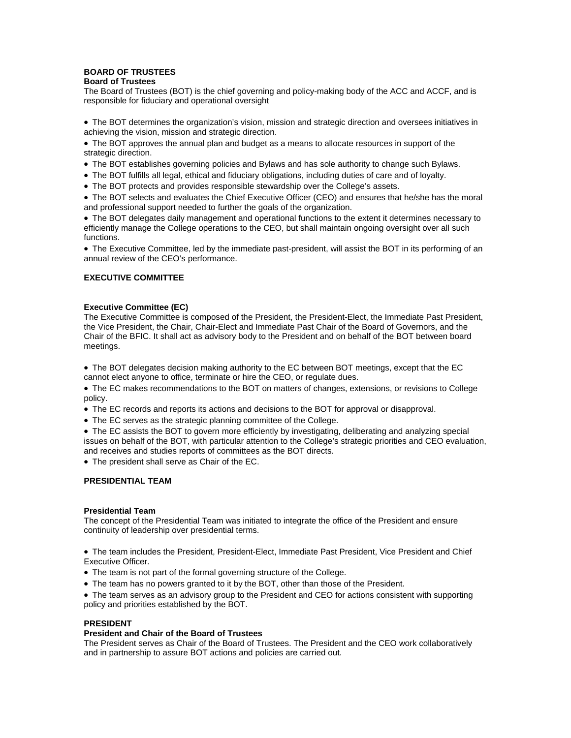## BOARD OF TRUSTEES

### Board of Trustees

The Board of Trustees (BOT) is the chief governing and policy-making body of the ACC and ACCF, and is responsible for fiduciary and operational oversight

- The BOT determines the organization's vision, mission and strategic direction and oversees initiatives in achieving the vision, mission and strategic direction.
- The BOT approves the annual plan and budget as a means to allocate resources in support of the strategic direction.
- The BOT establishes governing policies and Bylaws and has sole authority to change such Bylaws.
- The BOT fulfills all legal, ethical and fiduciary obligations, including duties of care and of loyalty.
- The BOT protects and provides responsible stewardship over the College's assets.
- The BOT selects and evaluates the Chief Executive Officer (CEO) and ensures that he/she has the moral and professional support needed to further the goals of the organization.
- The BOT delegates daily management and operational functions to the extent it determines necessary to efficiently manage the College operations to the CEO, but shall maintain ongoing oversight over all such functions.
- The Executive Committee, led by the immediate past-president, will assist the BOT in its performing of an annual review of the CEO's performance.

## EXECUTIVE COMMITTEE

### Executive Committee (EC)

The Executive Committee is composed of the President, the President-Elect, the Immediate Past President, the Vice President, the Chair, Chair-Elect and Immediate Past Chair of the Board of Governors, and the Chair of the BFIC. It shall act as advisory body to the President and on behalf of the BOT between board meetings.

- The BOT delegates decision making authority to the EC between BOT meetings, except that the EC cannot elect anyone to office, terminate or hire the CEO, or regulate dues.
- The EC makes recommendations to the BOT on matters of changes, extensions, or revisions to College policy.
- The EC records and reports its actions and decisions to the BOT for approval or disapproval.
- The EC serves as the strategic planning committee of the College.
- The EC assists the BOT to govern more efficiently by investigating, deliberating and analyzing special issues on behalf of the BOT, with particular attention to the College's strategic priorities and CEO evaluation, and receives and studies reports of committees as the BOT directs.
- The president shall serve as Chair of the EC.

## PRESIDENTIAL TEAM

### Presidential Team

The concept of the Presidential Team was initiated to integrate the office of the President and ensure continuity of leadership over presidential terms.

- The team includes the President, President-Elect, Immediate Past President, Vice President and Chief Executive Officer.
- The team is not part of the formal governing structure of the College.
- The team has no powers granted to it by the BOT, other than those of the President.
- The team serves as an advisory group to the President and CEO for actions consistent with supporting policy and priorities established by the BOT.

## PRESIDENT

### President and Chair of the Board of Trustees

The President serves as Chair of the Board of Trustees. The President and the CEO work collaboratively and in partnership to assure BOT actions and policies are carried out.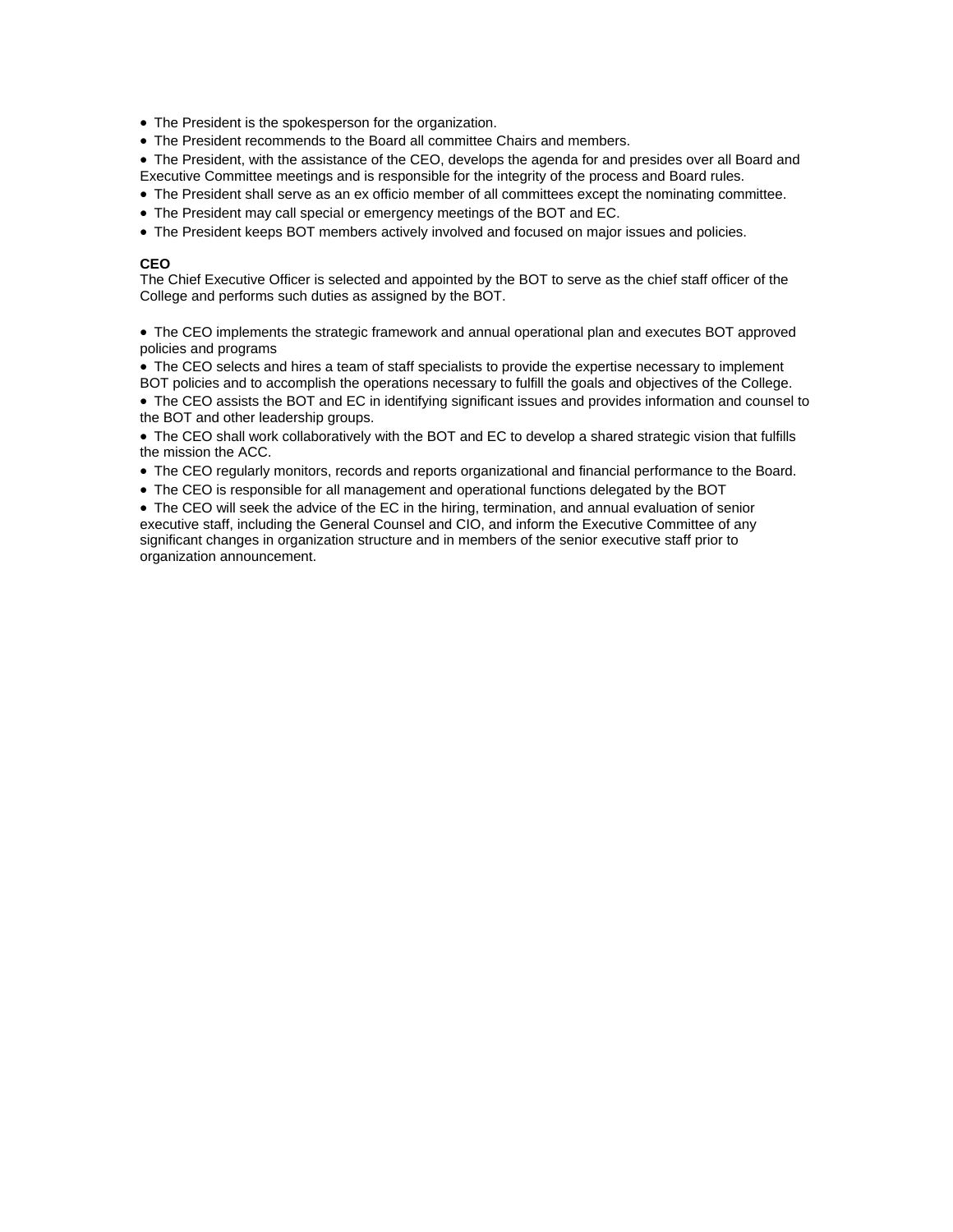- The President is the spokesperson for the organization.
- The President recommends to the Board all committee Chairs and members.
- The President, with the assistance of the CEO, develops the agenda for and presides over all Board and Executive Committee meetings and is responsible for the integrity of the process and Board rules.
- The President shall serve as an ex officio member of all committees except the nominating committee.
- The President may call special or emergency meetings of the BOT and EC.
- The President keeps BOT members actively involved and focused on major issues and policies.

**CEO**
The Chief Executive Officer is selected and appointed by the BOT to serve as the chief staff officer of the College and performs such duties as assigned by the BOT.

- The CEO implements the strategic framework and annual operational plan and executes BOT approved policies and programs
- The CEO selects and hires a team of staff specialists to provide the expertise necessary to implement BOT policies and to accomplish the operations necessary to fulfill the goals and objectives of the College.
- The CEO assists the BOT and EC in identifying significant issues and provides information and counsel to the BOT and other leadership groups.
- The CEO shall work collaboratively with the BOT and EC to develop a shared strategic vision that fulfills the mission the ACC.
- The CEO regularly monitors, records and reports organizational and financial performance to the Board.
- The CEO is responsible for all management and operational functions delegated by the BOT
- The CEO will seek the advice of the EC in the hiring, termination, and annual evaluation of senior executive staff, including the General Counsel and CIO, and inform the Executive Committee of any significant changes in organization structure and in members of the senior executive staff prior to organization announcement.